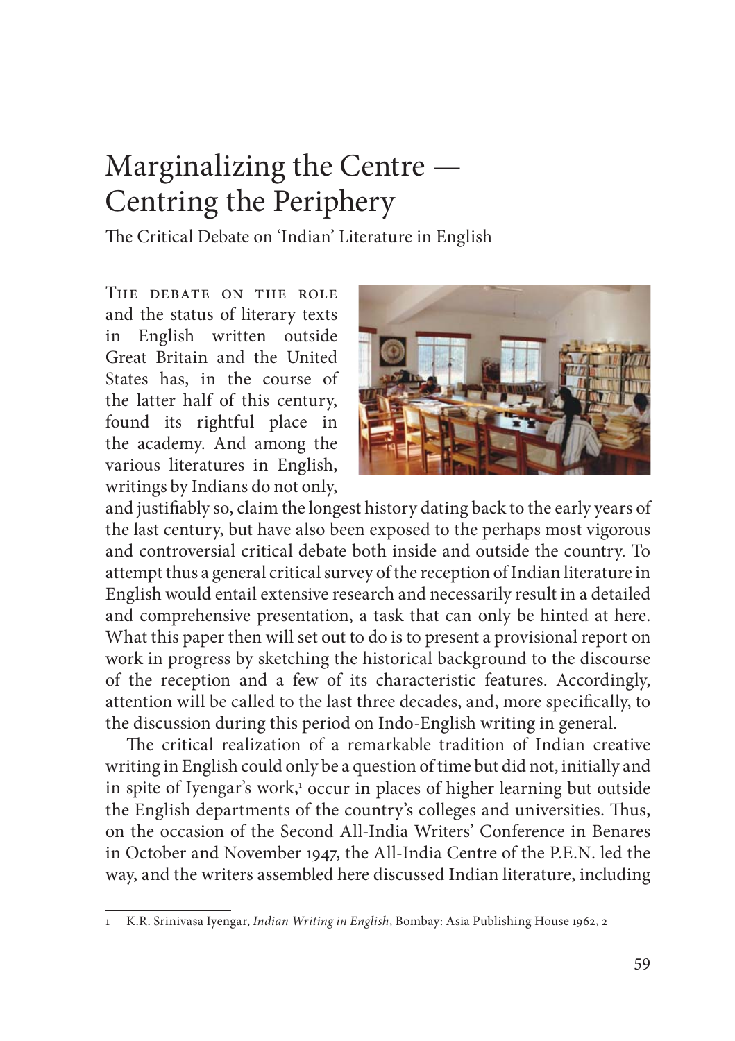# Marginalizing the Centre — Centring the Periphery

The Critical Debate on 'Indian' Literature in English

The debate on the role and the status of literary texts in English written outside Great Britain and the United States has, in the course of the latter half of this century, found its rightful place in the academy. And among the various literatures in English, writings by Indians do not only, and justifiably so, claim the longest history dating back to the early years of the last century, but have also been exposed to the perhaps most vigorous and controversial critical debate both inside and outside the country. To attempt thus a general critical survey of the reception of Indian literature in English would entail extensive research and necessarily result in a detailed and comprehensive presentation, a task that can only be hinted at here. What this paper then will set out to do is to present a provisional report on work in progress by sketching the historical background to the discourse of the reception and a few of its characteristic features. Accordingly, attention will be called to the last three decades, and, more specifically, to the discussion during this period on Indo-English writing in general.

The critical realization of a remarkable tradition of Indian creative writing in English could only be a question of time but did not, initially and in spite of Iyengar's work,[1] occur in places of higher learning but outside the English departments of the country's colleges and universities. Thus, on the occasion of the Second All-India Writers' Conference in Benares in October and November 1947, the All-India Centre of the P.E.N. led the way, and the writers assembled here discussed Indian literature, including

---

1 K.R. Srinivasa Iyengar, *Indian Writing in English*, Bombay: Asia Publishing House 1962, 2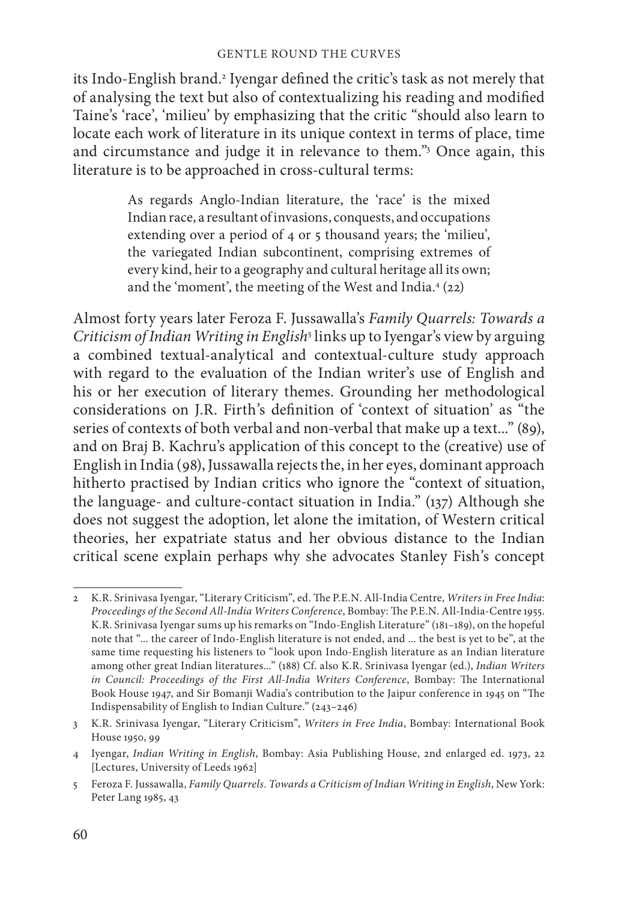its Indo-English brand.[2] Iyengar defined the critic's task as not merely that of analysing the text but also of contextualizing his reading and modified Taine's 'race', 'milieu' by emphasizing that the critic "should also learn to locate each work of literature in its unique context in terms of place, time and circumstance and judge it in relevance to them."[3] Once again, this literature is to be approached in cross-cultural terms:

> As regards Anglo-Indian literature, the 'race' is the mixed Indian race, a resultant of invasions, conquests, and occupations extending over a period of 4 or 5 thousand years; the 'milieu', the variegated Indian subcontinent, comprising extremes of every kind, heir to a geography and cultural heritage all its own; and the 'moment', the meeting of the West and India.[4] (22)

Almost forty years later Feroza F. Jussawalla's *Family Quarrels: Towards a Criticism of Indian Writing in English*[5] links up to Iyengar's view by arguing a combined textual-analytical and contextual-culture study approach with regard to the evaluation of the Indian writer's use of English and his or her execution of literary themes. Grounding her methodological considerations on J.R. Firth's definition of 'context of situation' as "the series of contexts of both verbal and non-verbal that make up a text..." (89), and on Braj B. Kachru's application of this concept to the (creative) use of English in India (98), Jussawalla rejects the, in her eyes, dominant approach hitherto practised by Indian critics who ignore the "context of situation, the language- and culture-contact situation in India." (137) Although she does not suggest the adoption, let alone the imitation, of Western critical theories, her expatriate status and her obvious distance to the Indian critical scene explain perhaps why she advocates Stanley Fish's concept

---

2 K.R. Srinivasa Iyengar, "Literary Criticism", ed. The P.E.N. All-India Centre, *Writers in Free India: Proceedings of the Second All-India Writers Conference*, Bombay: The P.E.N. All-India-Centre 1955. K.R. Srinivasa Iyengar sums up his remarks on "Indo-English Literature" (181–189), on the hopeful note that "... the career of Indo-English literature is not ended, and ... the best is yet to be", at the same time requesting his listeners to "look upon Indo-English literature as an Indian literature among other great Indian literatures..." (188) Cf. also K.R. Srinivasa Iyengar (ed.), *Indian Writers in Council: Proceedings of the First All-India Writers Conference*, Bombay: The International Book House 1947, and Sir Bomanji Wadia's contribution to the Jaipur conference in 1945 on "The Indispensability of English to Indian Culture." (243–246)

3 K.R. Srinivasa Iyengar, "Literary Criticism", *Writers in Free India*, Bombay: International Book House 1950, 99

4 Iyengar, *Indian Writing in English*, Bombay: Asia Publishing House, 2nd enlarged ed. 1973, 22 [Lectures, University of Leeds 1962]

5 Feroza F. Jussawalla, *Family Quarrels. Towards a Criticism of Indian Writing in English*, New York: Peter Lang 1985, 43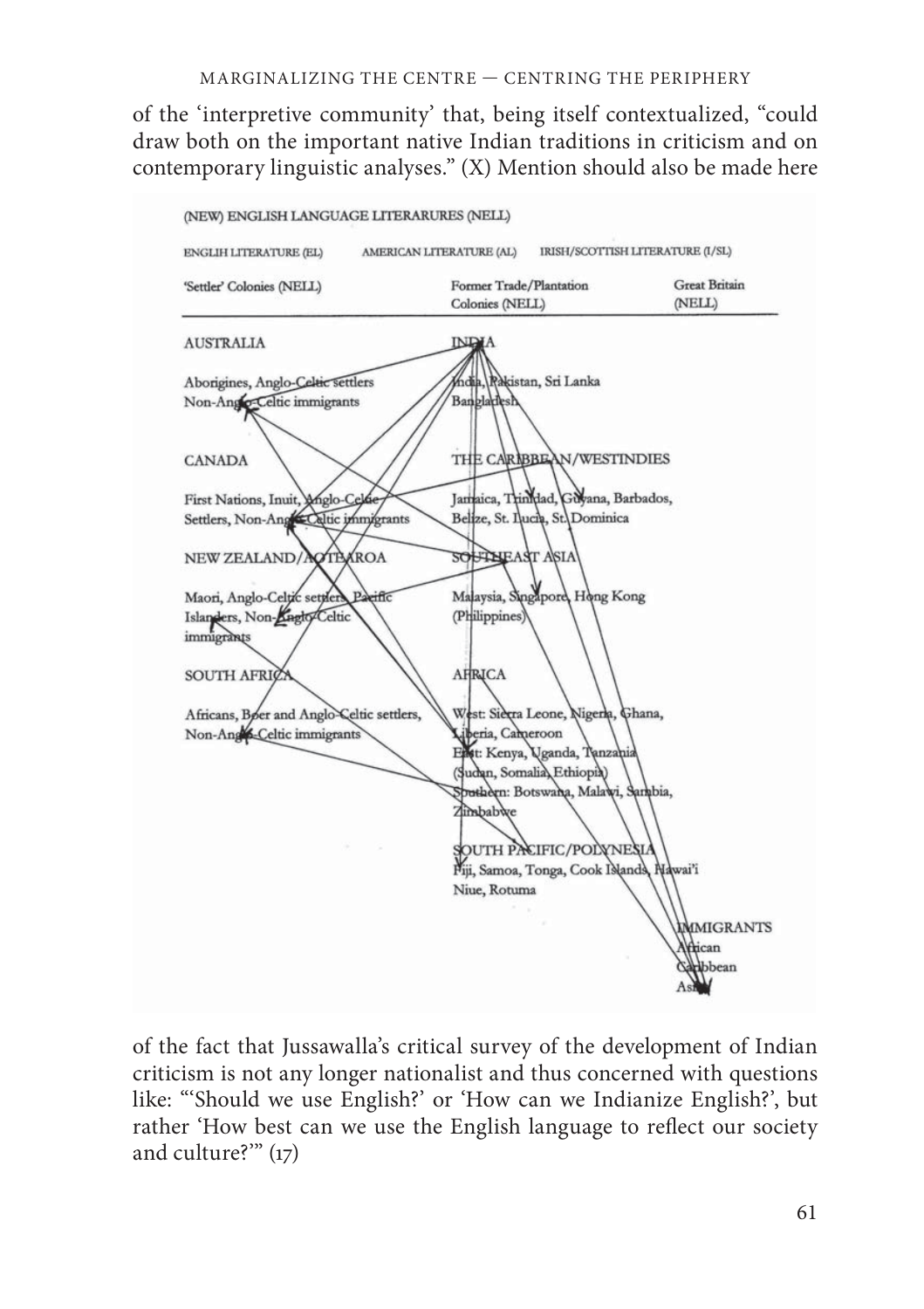of the 'interpretive community' that, being itself contextualized, "could draw both on the important native Indian traditions in criticism and on contemporary linguistic analyses." (X) Mention should also be made here

(NEW) ENGLISH LANGUAGE LITERARURES (NELL)

ENGLIH LITERATURE (EL) AMERICAN LITERATURE (AL) IRISH/SCOTTISH LITERATURE (I/SL)

| 'Settler' Colonies (NELL) | Former Trade/Plantation Colonies (NELL) | Great Britain (NELL) |
|---|---|---|
| AUSTRALIA | INDIA | |
| Aborigines, Anglo-Celtic settlers Non-Anglo-Celtic immigrants | India, Pakistan, Sri Lanka Bangladesh | |
| CANADA | THE CARIBBEAN/WESTINDIES | |
| First Nations, Inuit, Anglo-Celtic Settlers, Non-Anglo-Celtic immigrants | Jamaica, Trinidad, Guyana, Barbados, Belize, St. Lucia, St. Dominica | |
| NEW ZEALAND/AOTEAROA | SOUTHEAST ASIA | |
| Maori, Anglo-Celtic settlers, Pacific Islanders, Non-Anglo-Celtic immigrants | Malaysia, Singapore, Hong Kong (Philippines) | |
| SOUTH AFRICA | AFRICA | |
| Africans, Boer and Anglo-Celtic settlers, Non-Anglo-Celtic immigrants | West: Sierra Leone, Nigeria, Ghana, Liberia, Cameroon<br>East: Kenya, Uganda, Tanzania (Sudan, Somalia, Ethiopia)<br>Southern: Botswana, Malawi, Sambia, Zimbabwe | |
| | SOUTH PACIFIC/POLYNESIA | |
| | Fiji, Samoa, Tonga, Cook Islands, Hawai'i Niue, Rotuma | |
| | | IMMIGRANTS<br>African<br>Caribbean<br>Asian |

of the fact that Jussawalla's critical survey of the development of Indian criticism is not any longer nationalist and thus concerned with questions like: "'Should we use English?' or 'How can we Indianize English?', but rather 'How best can we use the English language to reflect our society and culture?'" (17)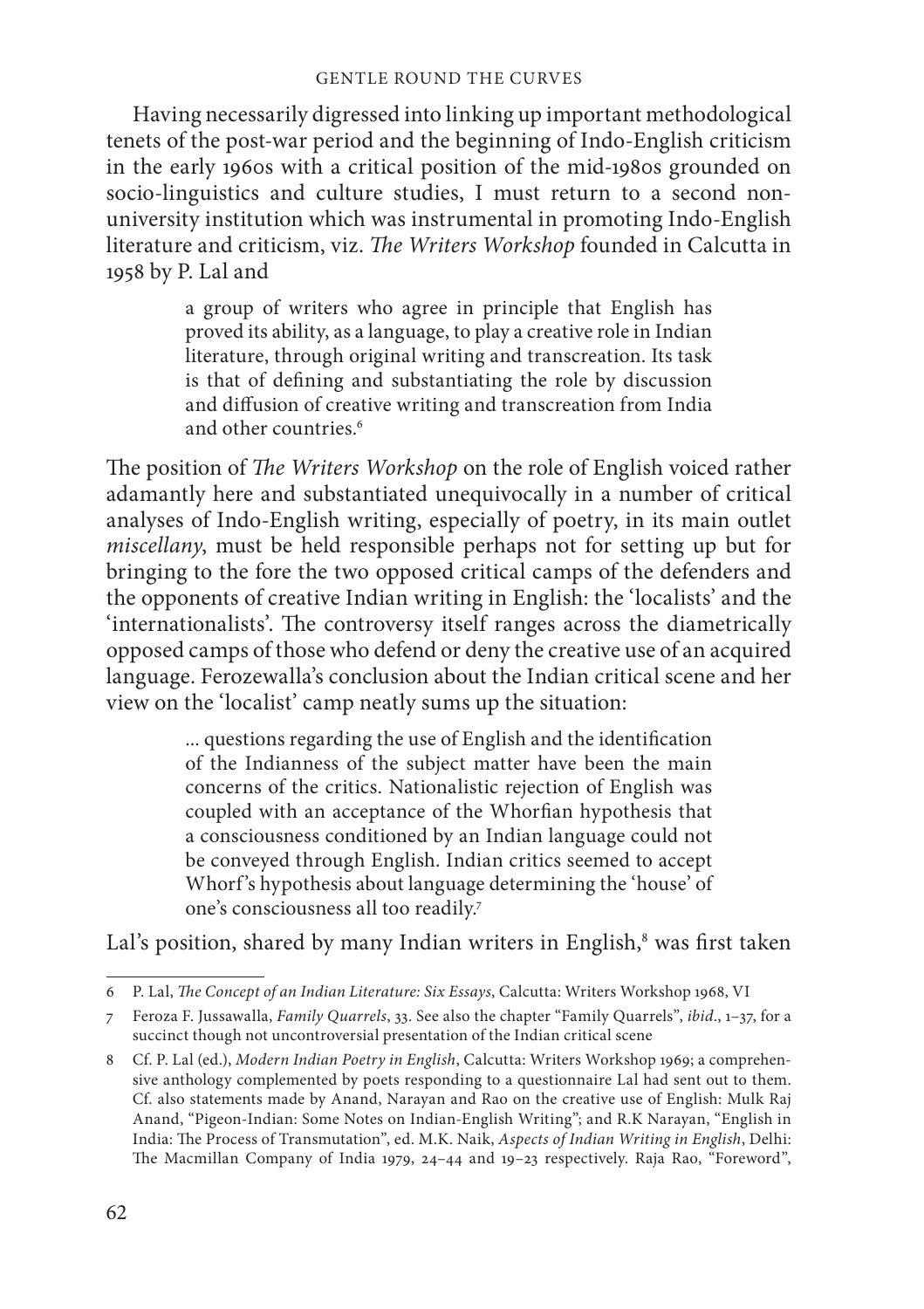Having necessarily digressed into linking up important methodological tenets of the post-war period and the beginning of Indo-English criticism in the early 1960s with a critical position of the mid-1980s grounded on socio-linguistics and culture studies, I must return to a second non-university institution which was instrumental in promoting Indo-English literature and criticism, viz. *The Writers Workshop* founded in Calcutta in 1958 by P. Lal and

> a group of writers who agree in principle that English has proved its ability, as a language, to play a creative role in Indian literature, through original writing and transcreation. Its task is that of defining and substantiating the role by discussion and diffusion of creative writing and transcreation from India and other countries.[6]

The position of *The Writers Workshop* on the role of English voiced rather adamantly here and substantiated unequivocally in a number of critical analyses of Indo-English writing, especially of poetry, in its main outlet *miscellany*, must be held responsible perhaps not for setting up but for bringing to the fore the two opposed critical camps of the defenders and the opponents of creative Indian writing in English: the 'localists' and the 'internationalists'. The controversy itself ranges across the diametrically opposed camps of those who defend or deny the creative use of an acquired language. Ferozewalla's conclusion about the Indian critical scene and her view on the 'localist' camp neatly sums up the situation:

> ... questions regarding the use of English and the identification of the Indianness of the subject matter have been the main concerns of the critics. Nationalistic rejection of English was coupled with an acceptance of the Whorfian hypothesis that a consciousness conditioned by an Indian language could not be conveyed through English. Indian critics seemed to accept Whorf's hypothesis about language determining the 'house' of one's consciousness all too readily.[7]

Lal's position, shared by many Indian writers in English,[8] was first taken

---

6 P. Lal, *The Concept of an Indian Literature: Six Essays*, Calcutta: Writers Workshop 1968, VI

7 Feroza F. Jussawalla, *Family Quarrels*, 33. See also the chapter "Family Quarrels", *ibid*., 1–37, for a succinct though not uncontroversial presentation of the Indian critical scene

8 Cf. P. Lal (ed.), *Modern Indian Poetry in English*, Calcutta: Writers Workshop 1969; a comprehensive anthology complemented by poets responding to a questionnaire Lal had sent out to them. Cf. also statements made by Anand, Narayan and Rao on the creative use of English: Mulk Raj Anand, "Pigeon-Indian: Some Notes on Indian-English Writing"; and R.K Narayan, "English in India: The Process of Transmutation", ed. M.K. Naik, *Aspects of Indian Writing in English*, Delhi: The Macmillan Company of India 1979, 24–44 and 19–23 respectively. Raja Rao, "Foreword",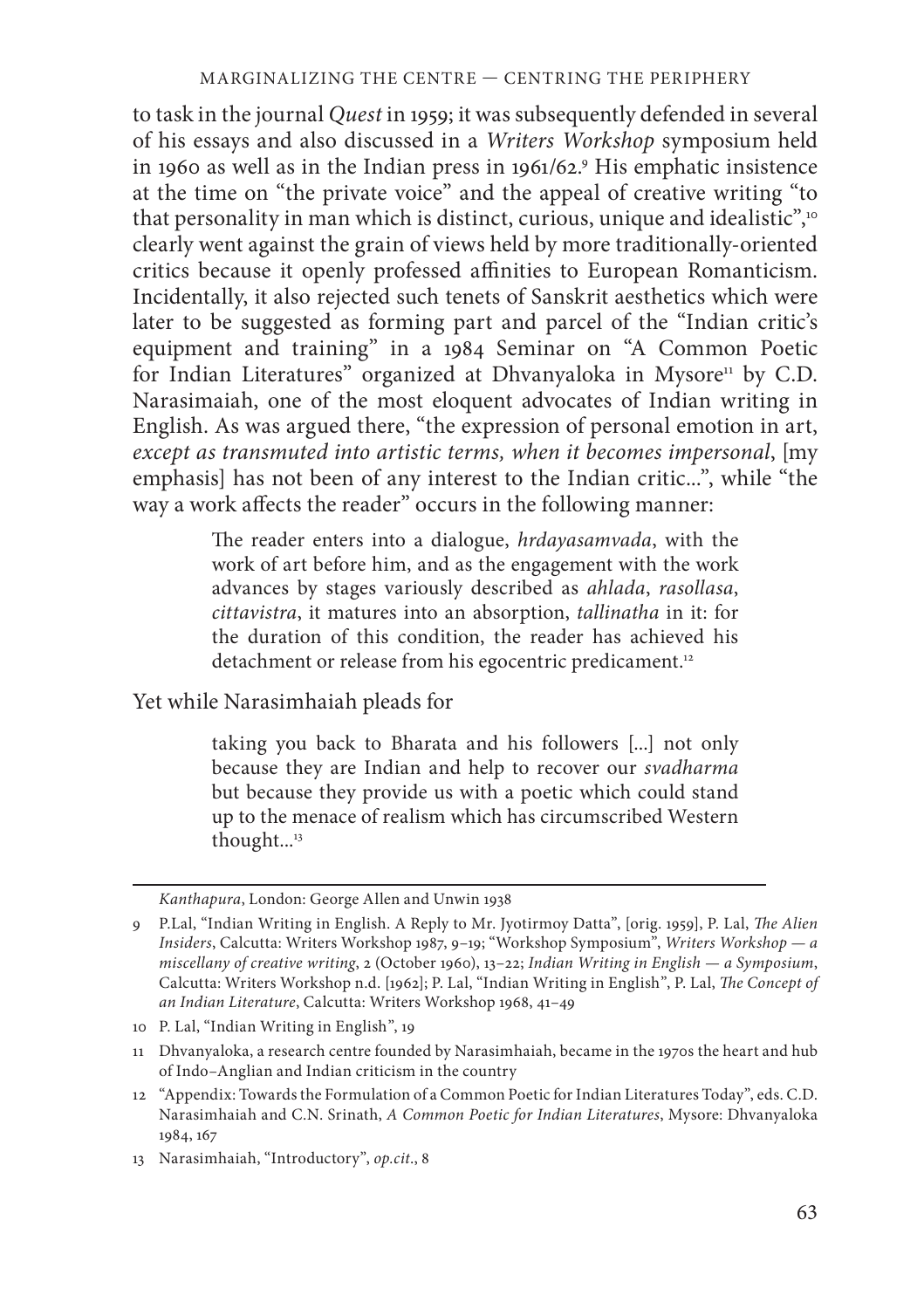to task in the journal *Quest* in 1959; it was subsequently defended in several of his essays and also discussed in a *Writers Workshop* symposium held in 1960 as well as in the Indian press in 1961/62.[9] His emphatic insistence at the time on "the private voice" and the appeal of creative writing "to that personality in man which is distinct, curious, unique and idealistic",[10] clearly went against the grain of views held by more traditionally-oriented critics because it openly professed affinities to European Romanticism. Incidentally, it also rejected such tenets of Sanskrit aesthetics which were later to be suggested as forming part and parcel of the "Indian critic's equipment and training" in a 1984 Seminar on "A Common Poetic for Indian Literatures" organized at Dhvanyaloka in Mysore[11] by C.D. Narasimaiah, one of the most eloquent advocates of Indian writing in English. As was argued there, "the expression of personal emotion in art, *except as transmuted into artistic terms, when it becomes impersonal*, [my emphasis] has not been of any interest to the Indian critic...", while "the way a work affects the reader" occurs in the following manner:

> The reader enters into a dialogue, *hrdayasamvada*, with the work of art before him, and as the engagement with the work advances by stages variously described as *ahlada*, *rasollasa*, *cittavistra*, it matures into an absorption, *tallinatha* in it: for the duration of this condition, the reader has achieved his detachment or release from his egocentric predicament.[12]

Yet while Narasimhaiah pleads for

> taking you back to Bharata and his followers [...] not only because they are Indian and help to recover our *svadharma* but because they provide us with a poetic which could stand up to the menace of realism which has circumscribed Western thought...[13]

---

*Kanthapura*, London: George Allen and Unwin 1938

9 P.Lal, "Indian Writing in English. A Reply to Mr. Jyotirmoy Datta", [orig. 1959], P. Lal, *The Alien Insiders*, Calcutta: Writers Workshop 1987, 9–19; "Workshop Symposium", *Writers Workshop — a miscellany of creative writing*, 2 (October 1960), 13–22; *Indian Writing in English — a Symposium*, Calcutta: Writers Workshop n.d. [1962]; P. Lal, "Indian Writing in English", P. Lal, *The Concept of an Indian Literature*, Calcutta: Writers Workshop 1968, 41–49

10 P. Lal, "Indian Writing in English", 19

11 Dhvanyaloka, a research centre founded by Narasimhaiah, became in the 1970s the heart and hub of Indo–Anglian and Indian criticism in the country

12 "Appendix: Towards the Formulation of a Common Poetic for Indian Literatures Today", eds. C.D. Narasimhaiah and C.N. Srinath, *A Common Poetic for Indian Literatures*, Mysore: Dhvanyaloka 1984, 167

13 Narasimhaiah, "Introductory", *op.cit.*, 8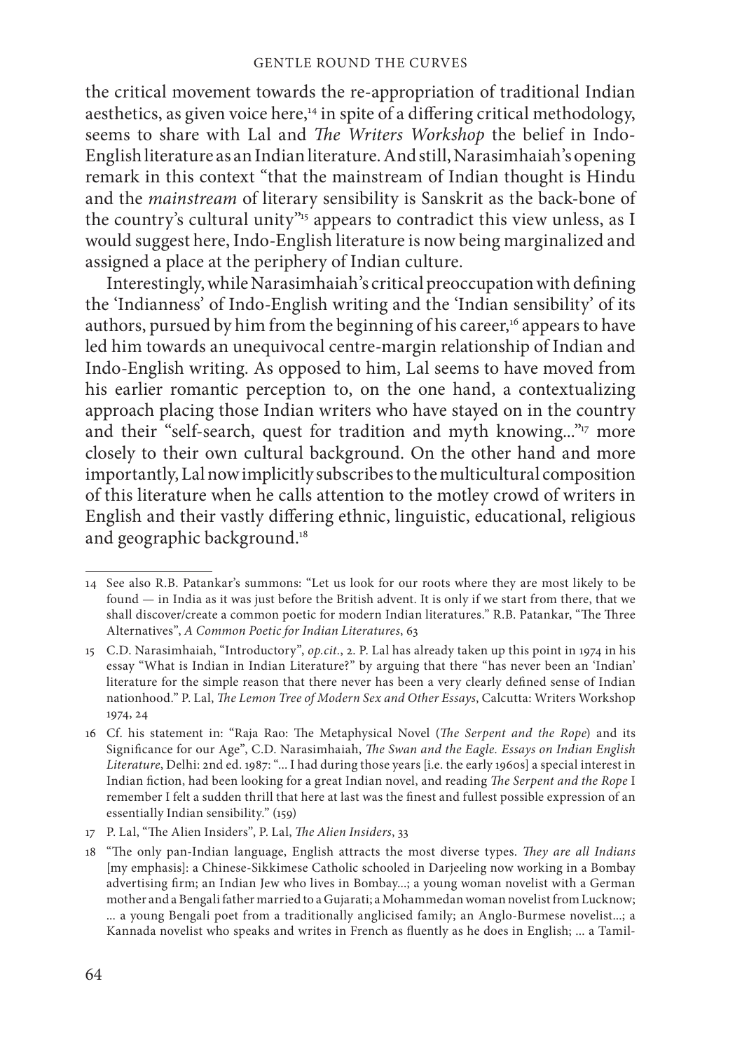the critical movement towards the re-appropriation of traditional Indian aesthetics, as given voice here,[14] in spite of a differing critical methodology, seems to share with Lal and *The Writers Workshop* the belief in Indo-English literature as an Indian literature. And still, Narasimhaiah's opening remark in this context "that the mainstream of Indian thought is Hindu and the *mainstream* of literary sensibility is Sanskrit as the back-bone of the country's cultural unity"[15] appears to contradict this view unless, as I would suggest here, Indo-English literature is now being marginalized and assigned a place at the periphery of Indian culture.

Interestingly, while Narasimhaiah's critical preoccupation with defining the 'Indianness' of Indo-English writing and the 'Indian sensibility' of its authors, pursued by him from the beginning of his career,[16] appears to have led him towards an unequivocal centre-margin relationship of Indian and Indo-English writing. As opposed to him, Lal seems to have moved from his earlier romantic perception to, on the one hand, a contextualizing approach placing those Indian writers who have stayed on in the country and their "self-search, quest for tradition and myth knowing..."[17] more closely to their own cultural background. On the other hand and more importantly, Lal now implicitly subscribes to the multicultural composition of this literature when he calls attention to the motley crowd of writers in English and their vastly differing ethnic, linguistic, educational, religious and geographic background.[18]

---

14 See also R.B. Patankar's summons: "Let us look for our roots where they are most likely to be found — in India as it was just before the British advent. It is only if we start from there, that we shall discover/create a common poetic for modern Indian literatures." R.B. Patankar, "The Three Alternatives", *A Common Poetic for Indian Literatures*, 63

15 C.D. Narasimhaiah, "Introductory", *op.cit.*, 2. P. Lal has already taken up this point in 1974 in his essay "What is Indian in Indian Literature?" by arguing that there "has never been an 'Indian' literature for the simple reason that there never has been a very clearly defined sense of Indian nationhood." P. Lal, *The Lemon Tree of Modern Sex and Other Essays*, Calcutta: Writers Workshop 1974, 24

16 Cf. his statement in: "Raja Rao: The Metaphysical Novel (*The Serpent and the Rope*) and its Significance for our Age", C.D. Narasimhaiah, *The Swan and the Eagle. Essays on Indian English Literature*, Delhi: 2nd ed. 1987: "... I had during those years [i.e. the early 1960s] a special interest in Indian fiction, had been looking for a great Indian novel, and reading *The Serpent and the Rope* I remember I felt a sudden thrill that here at last was the finest and fullest possible expression of an essentially Indian sensibility." (159)

17 P. Lal, "The Alien Insiders", P. Lal, *The Alien Insiders*, 33

18 "The only pan-Indian language, English attracts the most diverse types. *They are all Indians* [my emphasis]: a Chinese-Sikkimese Catholic schooled in Darjeeling now working in a Bombay advertising firm; an Indian Jew who lives in Bombay...; a young woman novelist with a German mother and a Bengali father married to a Gujarati; a Mohammedan woman novelist from Lucknow; ... a young Bengali poet from a traditionally anglicised family; an Anglo-Burmese novelist...; a Kannada novelist who speaks and writes in French as fluently as he does in English; ... a Tamil-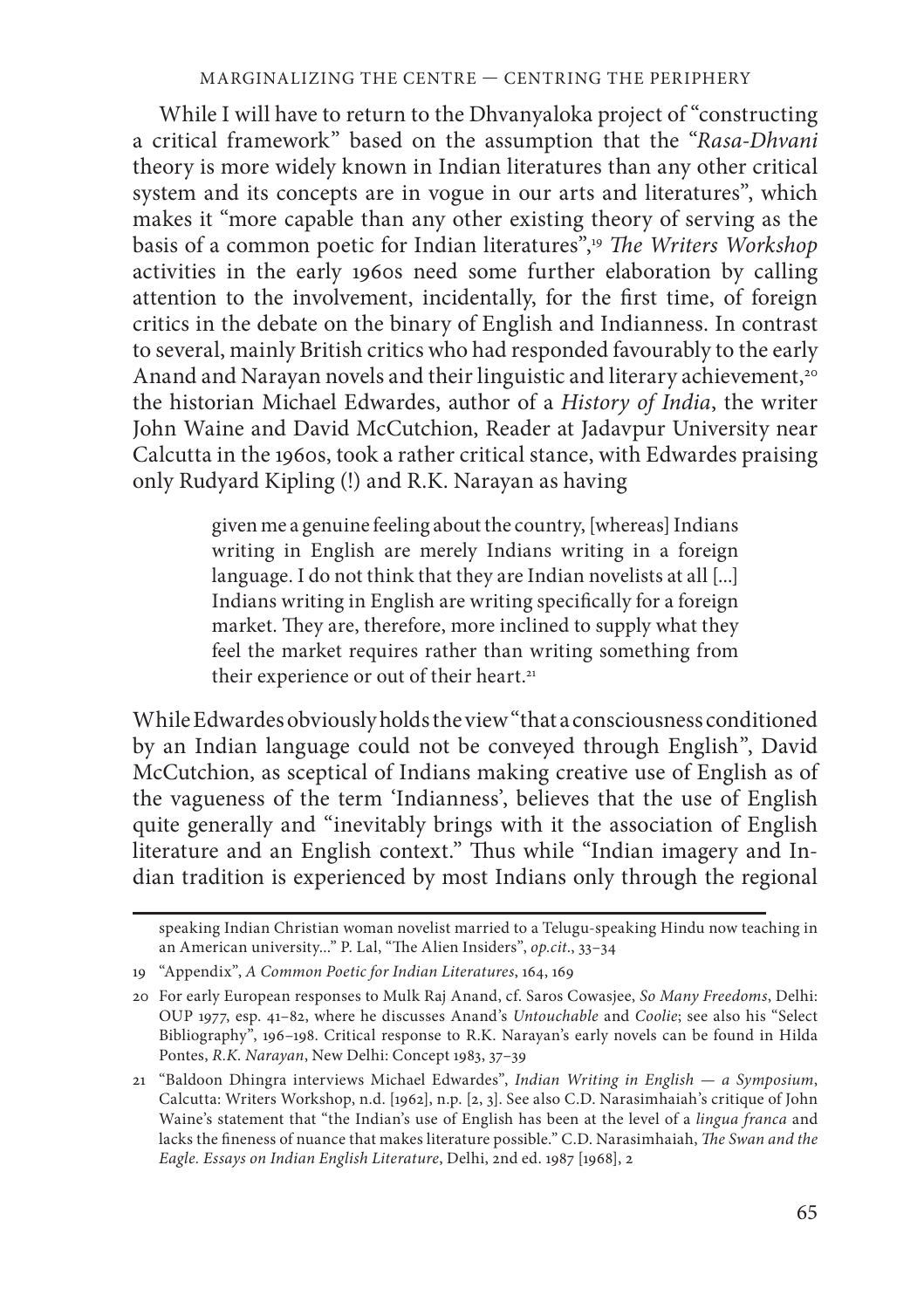While I will have to return to the Dhvanyaloka project of "constructing a critical framework" based on the assumption that the "*Rasa-Dhvani* theory is more widely known in Indian literatures than any other critical system and its concepts are in vogue in our arts and literatures", which makes it "more capable than any other existing theory of serving as the basis of a common poetic for Indian literatures",[19] *The Writers Workshop* activities in the early 1960s need some further elaboration by calling attention to the involvement, incidentally, for the first time, of foreign critics in the debate on the binary of English and Indianness. In contrast to several, mainly British critics who had responded favourably to the early Anand and Narayan novels and their linguistic and literary achievement,[20] the historian Michael Edwardes, author of a *History of India*, the writer John Waine and David McCutchion, Reader at Jadavpur University near Calcutta in the 1960s, took a rather critical stance, with Edwardes praising only Rudyard Kipling (!) and R.K. Narayan as having

> given me a genuine feeling about the country, [whereas] Indians writing in English are merely Indians writing in a foreign language. I do not think that they are Indian novelists at all [...] Indians writing in English are writing specifically for a foreign market. They are, therefore, more inclined to supply what they feel the market requires rather than writing something from their experience or out of their heart.[21]

While Edwardes obviously holds the view "that a consciousness conditioned by an Indian language could not be conveyed through English", David McCutchion, as sceptical of Indians making creative use of English as of the vagueness of the term 'Indianness', believes that the use of English quite generally and "inevitably brings with it the association of English literature and an English context." Thus while "Indian imagery and Indian tradition is experienced by most Indians only through the regional

---

speaking Indian Christian woman novelist married to a Telugu-speaking Hindu now teaching in an American university..." P. Lal, "The Alien Insiders", *op.cit*., 33–34

19 "Appendix", *A Common Poetic for Indian Literatures*, 164, 169

20 For early European responses to Mulk Raj Anand, cf. Saros Cowasjee, *So Many Freedoms*, Delhi: OUP 1977, esp. 41–82, where he discusses Anand's *Untouchable* and *Coolie*; see also his "Select Bibliography", 196–198. Critical response to R.K. Narayan's early novels can be found in Hilda Pontes, *R.K. Narayan*, New Delhi: Concept 1983, 37–39

21 "Baldoon Dhingra interviews Michael Edwardes", *Indian Writing in English — a Symposium*, Calcutta: Writers Workshop, n.d. [1962], n.p. [2, 3]. See also C.D. Narasimhaiah's critique of John Waine's statement that "the Indian's use of English has been at the level of a *lingua franca* and lacks the fineness of nuance that makes literature possible." C.D. Narasimhaiah, *The Swan and the Eagle. Essays on Indian English Literature*, Delhi, 2nd ed. 1987 [1968], 2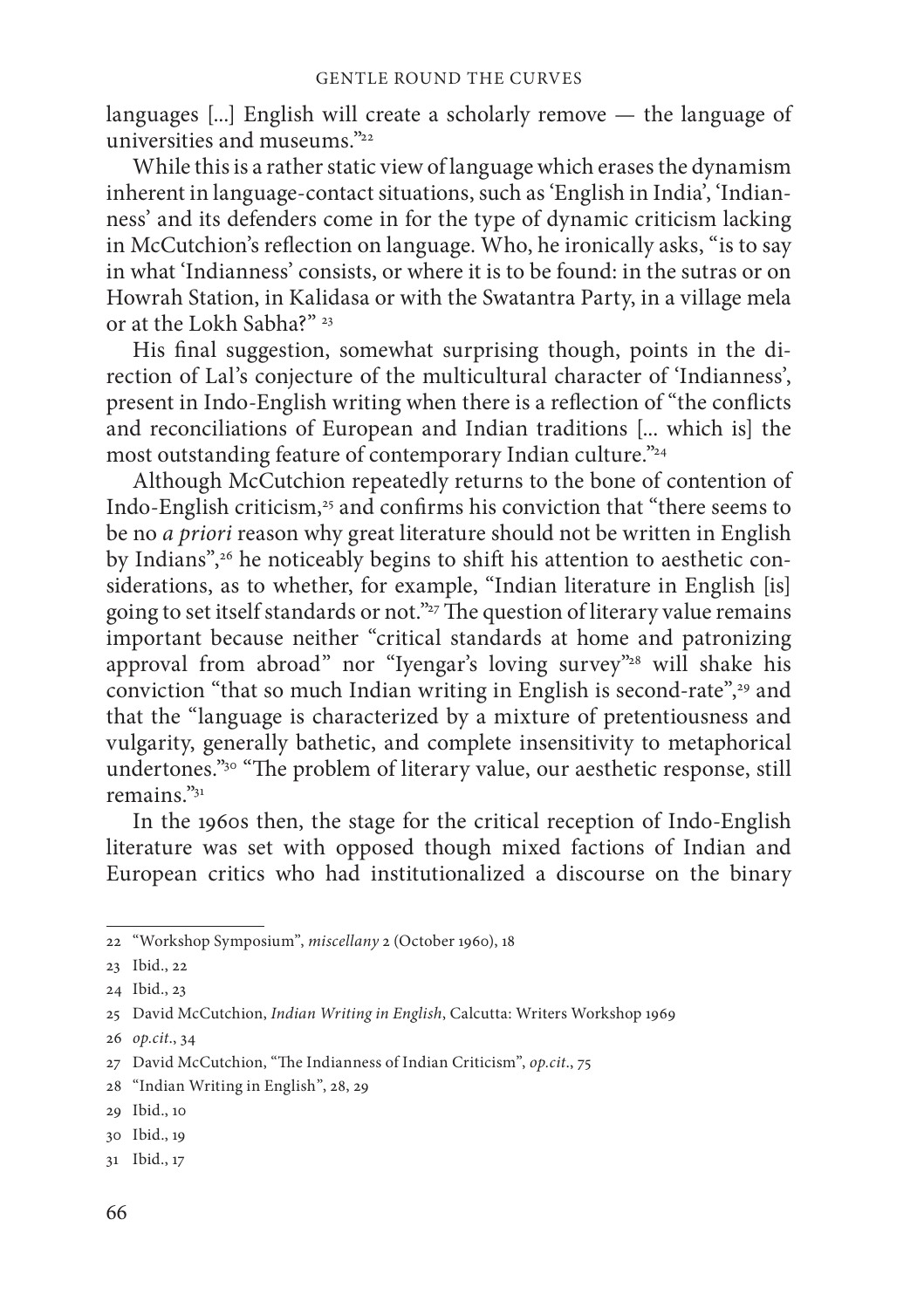languages [...] English will create a scholarly remove — the language of universities and museums."[22]

While this is a rather static view of language which erases the dynamism inherent in language-contact situations, such as 'English in India', 'Indianness' and its defenders come in for the type of dynamic criticism lacking in McCutchion's reflection on language. Who, he ironically asks, "is to say in what 'Indianness' consists, or where it is to be found: in the sutras or on Howrah Station, in Kalidasa or with the Swatantra Party, in a village mela or at the Lokh Sabha?" [23]

His final suggestion, somewhat surprising though, points in the direction of Lal's conjecture of the multicultural character of 'Indianness', present in Indo-English writing when there is a reflection of "the conflicts and reconciliations of European and Indian traditions [... which is] the most outstanding feature of contemporary Indian culture."[24]

Although McCutchion repeatedly returns to the bone of contention of Indo-English criticism,[25] and confirms his conviction that "there seems to be no *a priori* reason why great literature should not be written in English by Indians",[26] he noticeably begins to shift his attention to aesthetic considerations, as to whether, for example, "Indian literature in English [is] going to set itself standards or not."[27] The question of literary value remains important because neither "critical standards at home and patronizing approval from abroad" nor "Iyengar's loving survey"[28] will shake his conviction "that so much Indian writing in English is second-rate",[29] and that the "language is characterized by a mixture of pretentiousness and vulgarity, generally bathetic, and complete insensitivity to metaphorical undertones."[30] "The problem of literary value, our aesthetic response, still remains."[31]

In the 1960s then, the stage for the critical reception of Indo-English literature was set with opposed though mixed factions of Indian and European critics who had institutionalized a discourse on the binary

---

22 "Workshop Symposium", *miscellany* 2 (October 1960), 18

23 Ibid., 22

24 Ibid., 23

25 David McCutchion, *Indian Writing in English*, Calcutta: Writers Workshop 1969

26 *op.cit.*, 34

27 David McCutchion, "The Indianness of Indian Criticism", *op.cit.*, 75

28 "Indian Writing in English", 28, 29

29 Ibid., 10

30 Ibid., 19

31 Ibid., 17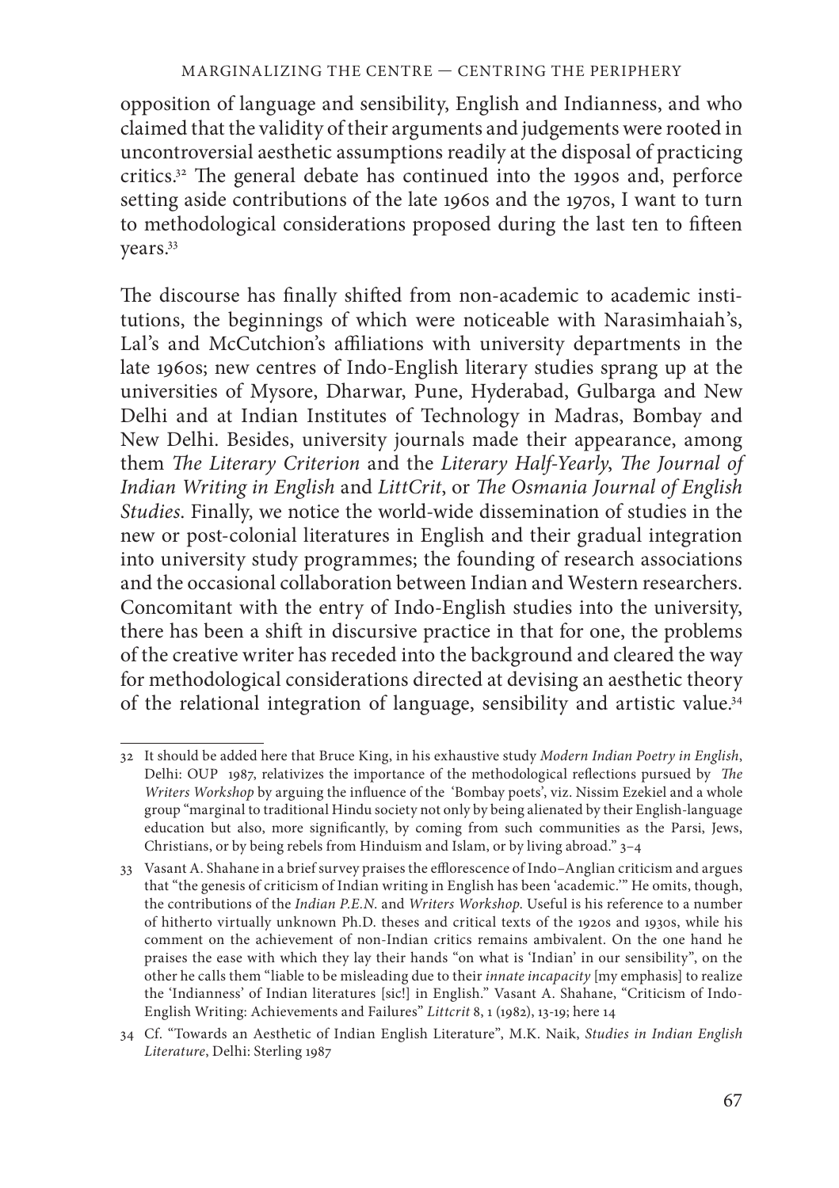opposition of language and sensibility, English and Indianness, and who claimed that the validity of their arguments and judgements were rooted in uncontroversial aesthetic assumptions readily at the disposal of practicing critics.[32] The general debate has continued into the 1990s and, perforce setting aside contributions of the late 1960s and the 1970s, I want to turn to methodological considerations proposed during the last ten to fifteen years.[33]

The discourse has finally shifted from non-academic to academic institutions, the beginnings of which were noticeable with Narasimhaiah's, Lal's and McCutchion's affiliations with university departments in the late 1960s; new centres of Indo-English literary studies sprang up at the universities of Mysore, Dharwar, Pune, Hyderabad, Gulbarga and New Delhi and at Indian Institutes of Technology in Madras, Bombay and New Delhi. Besides, university journals made their appearance, among them *The Literary Criterion* and the *Literary Half-Yearly*, *The Journal of Indian Writing in English* and *LittCrit*, or *The Osmania Journal of English Studies*. Finally, we notice the world-wide dissemination of studies in the new or post-colonial literatures in English and their gradual integration into university study programmes; the founding of research associations and the occasional collaboration between Indian and Western researchers. Concomitant with the entry of Indo-English studies into the university, there has been a shift in discursive practice in that for one, the problems of the creative writer has receded into the background and cleared the way for methodological considerations directed at devising an aesthetic theory of the relational integration of language, sensibility and artistic value.[34]

---

32 It should be added here that Bruce King, in his exhaustive study *Modern Indian Poetry in English*, Delhi: OUP 1987, relativizes the importance of the methodological reflections pursued by *The Writers Workshop* by arguing the influence of the 'Bombay poets', viz. Nissim Ezekiel and a whole group "marginal to traditional Hindu society not only by being alienated by their English-language education but also, more significantly, by coming from such communities as the Parsi, Jews, Christians, or by being rebels from Hinduism and Islam, or by living abroad." 3–4

33 Vasant A. Shahane in a brief survey praises the efflorescence of Indo–Anglian criticism and argues that "the genesis of criticism of Indian writing in English has been 'academic.'" He omits, though, the contributions of the *Indian P.E.N.* and *Writers Workshop*. Useful is his reference to a number of hitherto virtually unknown Ph.D. theses and critical texts of the 1920s and 1930s, while his comment on the achievement of non-Indian critics remains ambivalent. On the one hand he praises the ease with which they lay their hands "on what is 'Indian' in our sensibility", on the other he calls them "liable to be misleading due to their *innate incapacity* [my emphasis] to realize the 'Indianness' of Indian literatures [sic!] in English." Vasant A. Shahane, "Criticism of Indo-English Writing: Achievements and Failures" *Littcrit* 8, 1 (1982), 13-19; here 14

34 Cf. "Towards an Aesthetic of Indian English Literature", M.K. Naik, *Studies in Indian English Literature*, Delhi: Sterling 1987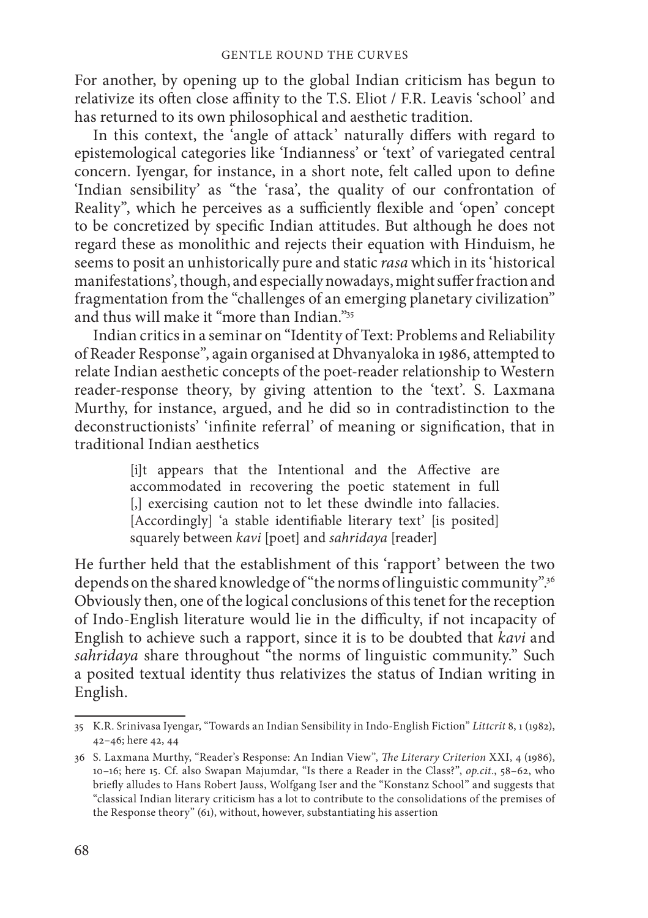For another, by opening up to the global Indian criticism has begun to relativize its often close affinity to the T.S. Eliot / F.R. Leavis 'school' and has returned to its own philosophical and aesthetic tradition.

In this context, the 'angle of attack' naturally differs with regard to epistemological categories like 'Indianness' or 'text' of variegated central concern. Iyengar, for instance, in a short note, felt called upon to define 'Indian sensibility' as "the 'rasa', the quality of our confrontation of Reality", which he perceives as a sufficiently flexible and 'open' concept to be concretized by specific Indian attitudes. But although he does not regard these as monolithic and rejects their equation with Hinduism, he seems to posit an unhistorically pure and static *rasa* which in its 'historical manifestations', though, and especially nowadays, might suffer fraction and fragmentation from the "challenges of an emerging planetary civilization" and thus will make it "more than Indian."[35]

Indian critics in a seminar on "Identity of Text: Problems and Reliability of Reader Response", again organised at Dhvanyaloka in 1986, attempted to relate Indian aesthetic concepts of the poet-reader relationship to Western reader-response theory, by giving attention to the 'text'. S. Laxmana Murthy, for instance, argued, and he did so in contradistinction to the deconstructionists' 'infinite referral' of meaning or signification, that in traditional Indian aesthetics

> [i]t appears that the Intentional and the Affective are accommodated in recovering the poetic statement in full [,] exercising caution not to let these dwindle into fallacies. [Accordingly] 'a stable identifiable literary text' [is posited] squarely between *kavi* [poet] and *sahridaya* [reader]

He further held that the establishment of this 'rapport' between the two depends on the shared knowledge of "the norms of linguistic community".[36] Obviously then, one of the logical conclusions of this tenet for the reception of Indo-English literature would lie in the difficulty, if not incapacity of English to achieve such a rapport, since it is to be doubted that *kavi* and *sahridaya* share throughout "the norms of linguistic community." Such a posited textual identity thus relativizes the status of Indian writing in English.

---

35 K.R. Srinivasa Iyengar, "Towards an Indian Sensibility in Indo-English Fiction" *Littcrit* 8, 1 (1982), 42–46; here 42, 44

36 S. Laxmana Murthy, "Reader's Response: An Indian View", *The Literary Criterion* XXI, 4 (1986), 10–16; here 15. Cf. also Swapan Majumdar, "Is there a Reader in the Class?", *op.cit*., 58–62, who briefly alludes to Hans Robert Jauss, Wolfgang Iser and the "Konstanz School" and suggests that "classical Indian literary criticism has a lot to contribute to the consolidations of the premises of the Response theory" (61), without, however, substantiating his assertion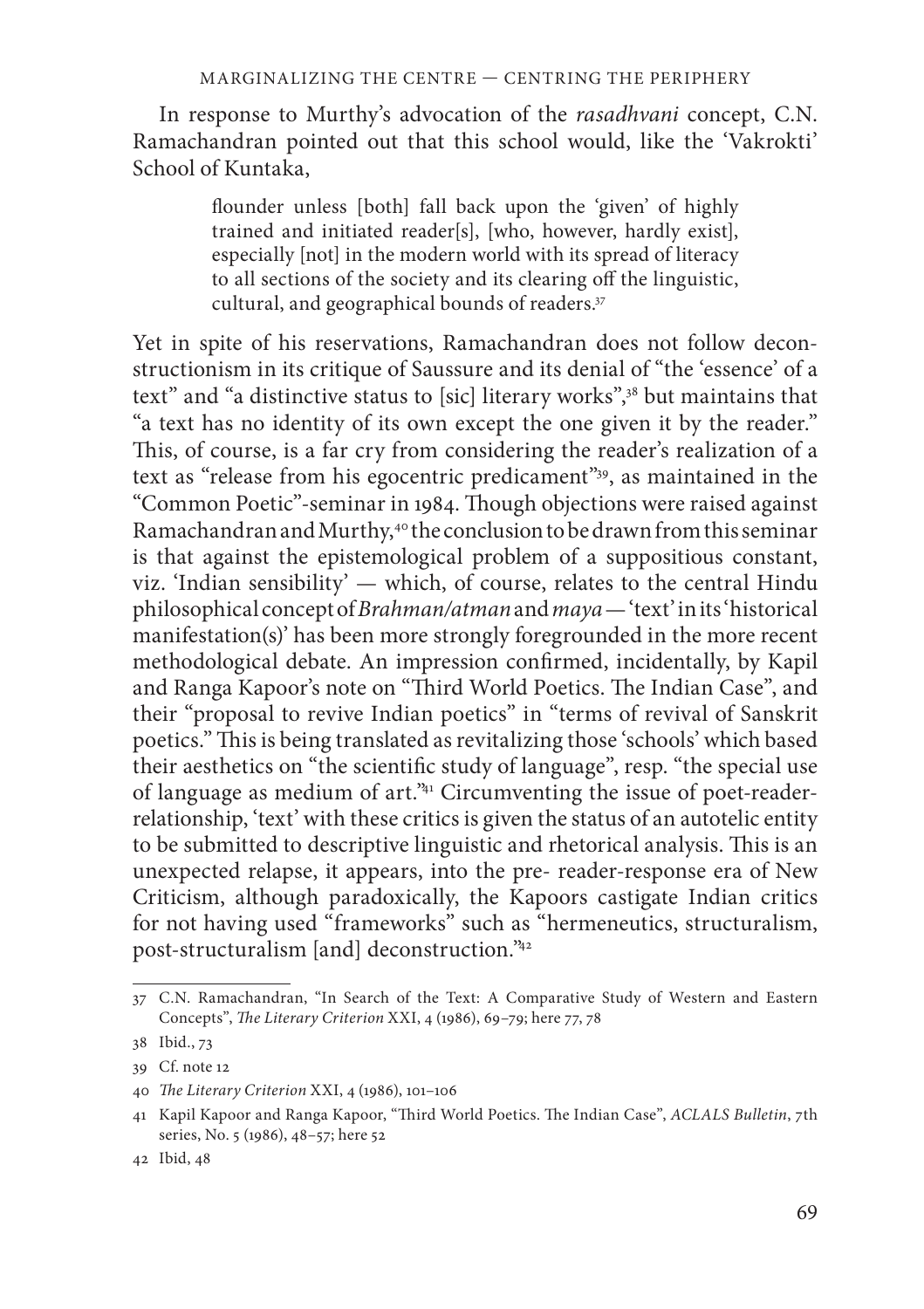In response to Murthy's advocation of the *rasadhvani* concept, C.N. Ramachandran pointed out that this school would, like the 'Vakrokti' School of Kuntaka,

> flounder unless [both] fall back upon the 'given' of highly trained and initiated reader[s], [who, however, hardly exist], especially [not] in the modern world with its spread of literacy to all sections of the society and its clearing off the linguistic, cultural, and geographical bounds of readers.[37]

Yet in spite of his reservations, Ramachandran does not follow deconstructionism in its critique of Saussure and its denial of "the 'essence' of a text" and "a distinctive status to [sic] literary works",[38] but maintains that "a text has no identity of its own except the one given it by the reader." This, of course, is a far cry from considering the reader's realization of a text as "release from his egocentric predicament"[39], as maintained in the "Common Poetic"-seminar in 1984. Though objections were raised against Ramachandran and Murthy,[40] the conclusion to be drawn from this seminar is that against the epistemological problem of a suppositious constant, viz. 'Indian sensibility' — which, of course, relates to the central Hindu philosophical concept of *Brahman/atman* and *maya* — 'text' in its 'historical manifestation(s)' has been more strongly foregrounded in the more recent methodological debate. An impression confirmed, incidentally, by Kapil and Ranga Kapoor's note on "Third World Poetics. The Indian Case", and their "proposal to revive Indian poetics" in "terms of revival of Sanskrit poetics." This is being translated as revitalizing those 'schools' which based their aesthetics on "the scientific study of language", resp. "the special use of language as medium of art."[41] Circumventing the issue of poet-reader-relationship, 'text' with these critics is given the status of an autotelic entity to be submitted to descriptive linguistic and rhetorical analysis. This is an unexpected relapse, it appears, into the pre- reader-response era of New Criticism, although paradoxically, the Kapoors castigate Indian critics for not having used "frameworks" such as "hermeneutics, structuralism, post-structuralism [and] deconstruction."[42]

---

37 C.N. Ramachandran, "In Search of the Text: A Comparative Study of Western and Eastern Concepts", *The Literary Criterion* XXI, 4 (1986), 69–79; here 77, 78

38 Ibid., 73

39 Cf. note 12

40 *The Literary Criterion* XXI, 4 (1986), 101–106

41 Kapil Kapoor and Ranga Kapoor, "Third World Poetics. The Indian Case", *ACLALS Bulletin*, 7th series, No. 5 (1986), 48–57; here 52

42 Ibid, 48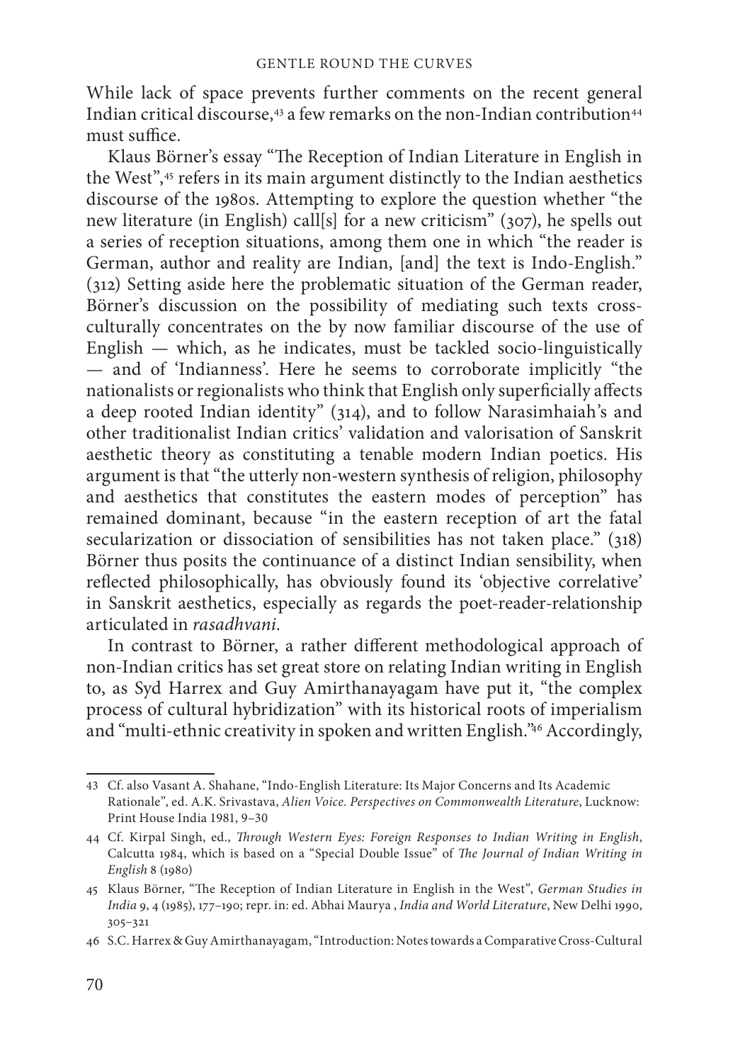While lack of space prevents further comments on the recent general Indian critical discourse,[43] a few remarks on the non-Indian contribution[44] must suffice.

Klaus Börner's essay "The Reception of Indian Literature in English in the West",[45] refers in its main argument distinctly to the Indian aesthetics discourse of the 1980s. Attempting to explore the question whether "the new literature (in English) call[s] for a new criticism" (307), he spells out a series of reception situations, among them one in which "the reader is German, author and reality are Indian, [and] the text is Indo-English." (312) Setting aside here the problematic situation of the German reader, Börner's discussion on the possibility of mediating such texts cross-culturally concentrates on the by now familiar discourse of the use of English — which, as he indicates, must be tackled socio-linguistically — and of 'Indianness'. Here he seems to corroborate implicitly "the nationalists or regionalists who think that English only superficially affects a deep rooted Indian identity" (314), and to follow Narasimhaiah's and other traditionalist Indian critics' validation and valorisation of Sanskrit aesthetic theory as constituting a tenable modern Indian poetics. His argument is that "the utterly non-western synthesis of religion, philosophy and aesthetics that constitutes the eastern modes of perception" has remained dominant, because "in the eastern reception of art the fatal secularization or dissociation of sensibilities has not taken place." (318) Börner thus posits the continuance of a distinct Indian sensibility, when reflected philosophically, has obviously found its 'objective correlative' in Sanskrit aesthetics, especially as regards the poet-reader-relationship articulated in *rasadhvani*.

In contrast to Börner, a rather different methodological approach of non-Indian critics has set great store on relating Indian writing in English to, as Syd Harrex and Guy Amirthanayagam have put it, "the complex process of cultural hybridization" with its historical roots of imperialism and "multi-ethnic creativity in spoken and written English."[46] Accordingly,

---

43 Cf. also Vasant A. Shahane, "Indo-English Literature: Its Major Concerns and Its Academic Rationale", ed. A.K. Srivastava, *Alien Voice. Perspectives on Commonwealth Literature*, Lucknow: Print House India 1981, 9–30

44 Cf. Kirpal Singh, ed., *Through Western Eyes: Foreign Responses to Indian Writing in English*, Calcutta 1984, which is based on a "Special Double Issue" of *The Journal of Indian Writing in English* 8 (1980)

45 Klaus Börner, "The Reception of Indian Literature in English in the West", *German Studies in India* 9, 4 (1985), 177–190; repr. in: ed. Abhai Maurya , *India and World Literature*, New Delhi 1990, 305–321

46 S.C. Harrex & Guy Amirthanayagam, "Introduction: Notes towards a Comparative Cross-Cultural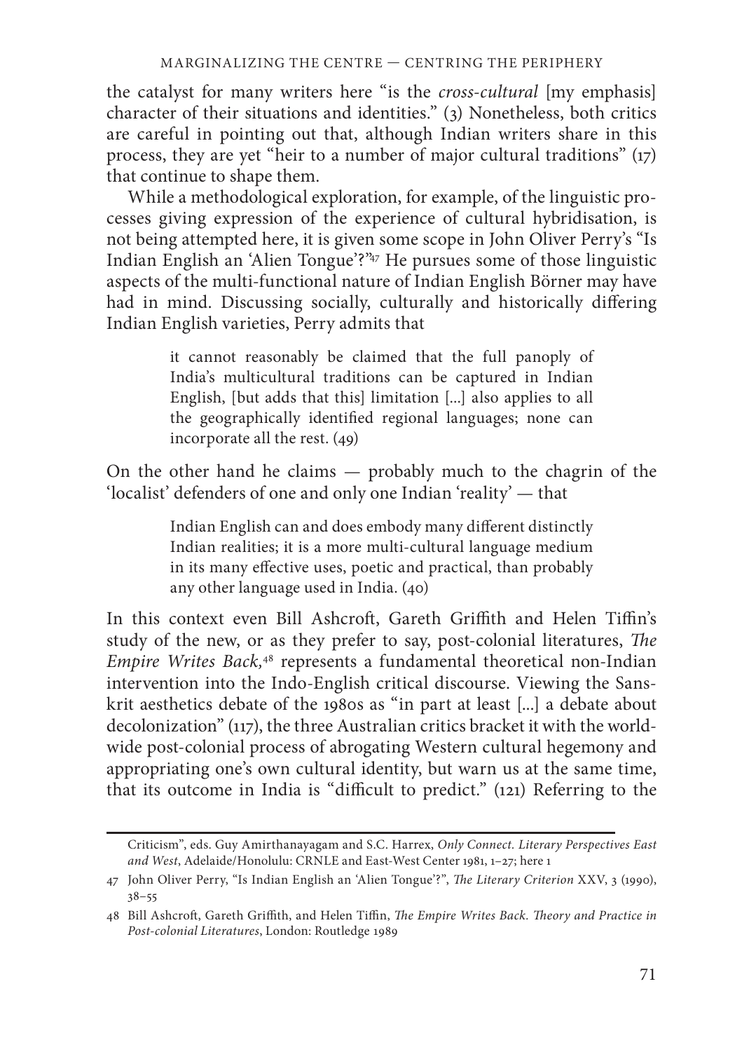the catalyst for many writers here "is the *cross-cultural* [my emphasis] character of their situations and identities." (3) Nonetheless, both critics are careful in pointing out that, although Indian writers share in this process, they are yet "heir to a number of major cultural traditions" (17) that continue to shape them.

While a methodological exploration, for example, of the linguistic processes giving expression of the experience of cultural hybridisation, is not being attempted here, it is given some scope in John Oliver Perry's "Is Indian English an 'Alien Tongue'?"[47] He pursues some of those linguistic aspects of the multi-functional nature of Indian English Börner may have had in mind. Discussing socially, culturally and historically differing Indian English varieties, Perry admits that

> it cannot reasonably be claimed that the full panoply of India's multicultural traditions can be captured in Indian English, [but adds that this] limitation [...] also applies to all the geographically identified regional languages; none can incorporate all the rest. (49)

On the other hand he claims — probably much to the chagrin of the 'localist' defenders of one and only one Indian 'reality' — that

> Indian English can and does embody many different distinctly Indian realities; it is a more multi-cultural language medium in its many effective uses, poetic and practical, than probably any other language used in India. (40)

In this context even Bill Ashcroft, Gareth Griffith and Helen Tiffin's study of the new, or as they prefer to say, post-colonial literatures, *The Empire Writes Back*,[48] represents a fundamental theoretical non-Indian intervention into the Indo-English critical discourse. Viewing the Sanskrit aesthetics debate of the 1980s as "in part at least [...] a debate about decolonization" (117), the three Australian critics bracket it with the worldwide post-colonial process of abrogating Western cultural hegemony and appropriating one's own cultural identity, but warn us at the same time, that its outcome in India is "difficult to predict." (121) Referring to the

---

Criticism", eds. Guy Amirthanayagam and S.C. Harrex, *Only Connect. Literary Perspectives East and West*, Adelaide/Honolulu: CRNLE and East-West Center 1981, 1–27; here 1

47 John Oliver Perry, "Is Indian English an 'Alien Tongue'?", *The Literary Criterion* XXV, 3 (1990), 38–55

48 Bill Ashcroft, Gareth Griffith, and Helen Tiffin, *The Empire Writes Back. Theory and Practice in Post-colonial Literatures*, London: Routledge 1989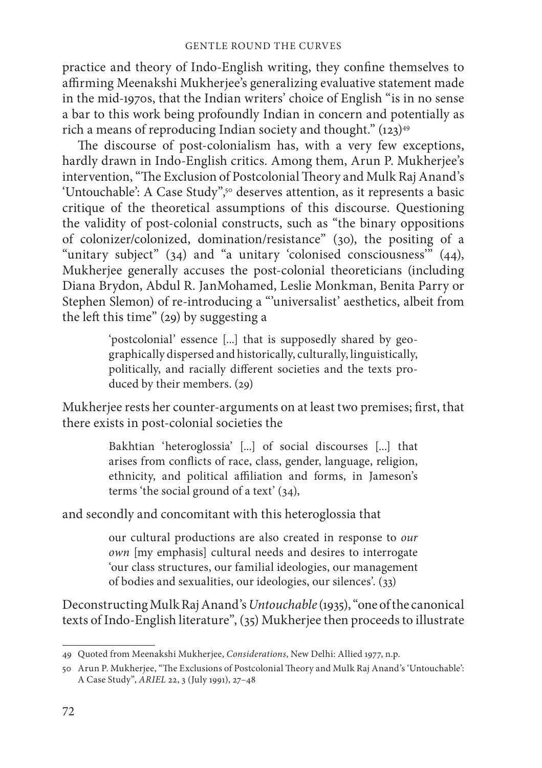practice and theory of Indo-English writing, they confine themselves to affirming Meenakshi Mukherjee's generalizing evaluative statement made in the mid-1970s, that the Indian writers' choice of English "is in no sense a bar to this work being profoundly Indian in concern and potentially as rich a means of reproducing Indian society and thought." (123)[49]

The discourse of post-colonialism has, with a very few exceptions, hardly drawn in Indo-English critics. Among them, Arun P. Mukherjee's intervention, "The Exclusion of Postcolonial Theory and Mulk Raj Anand's 'Untouchable': A Case Study",[50] deserves attention, as it represents a basic critique of the theoretical assumptions of this discourse. Questioning the validity of post-colonial constructs, such as "the binary oppositions of colonizer/colonized, domination/resistance" (30), the positing of a "unitary subject" (34) and "a unitary 'colonised consciousness'" (44), Mukherjee generally accuses the post-colonial theoreticians (including Diana Brydon, Abdul R. JanMohamed, Leslie Monkman, Benita Parry or Stephen Slemon) of re-introducing a "'universalist' aesthetics, albeit from the left this time" (29) by suggesting a

> 'postcolonial' essence [...] that is supposedly shared by geographically dispersed and historically, culturally, linguistically, politically, and racially different societies and the texts produced by their members. (29)

Mukherjee rests her counter-arguments on at least two premises; first, that there exists in post-colonial societies the

> Bakhtian 'heteroglossia' [...] of social discourses [...] that arises from conflicts of race, class, gender, language, religion, ethnicity, and political affiliation and forms, in Jameson's terms 'the social ground of a text' (34),

and secondly and concomitant with this heteroglossia that

> our cultural productions are also created in response to *our own* [my emphasis] cultural needs and desires to interrogate 'our class structures, our familial ideologies, our management of bodies and sexualities, our ideologies, our silences'. (33)

Deconstructing Mulk Raj Anand's *Untouchable* (1935), "one of the canonical texts of Indo-English literature", (35) Mukherjee then proceeds to illustrate

---

49 Quoted from Meenakshi Mukherjee, *Considerations*, New Delhi: Allied 1977, n.p.

50 Arun P. Mukherjee, "The Exclusions of Postcolonial Theory and Mulk Raj Anand's 'Untouchable': A Case Study", *ARIEL* 22, 3 (July 1991), 27–48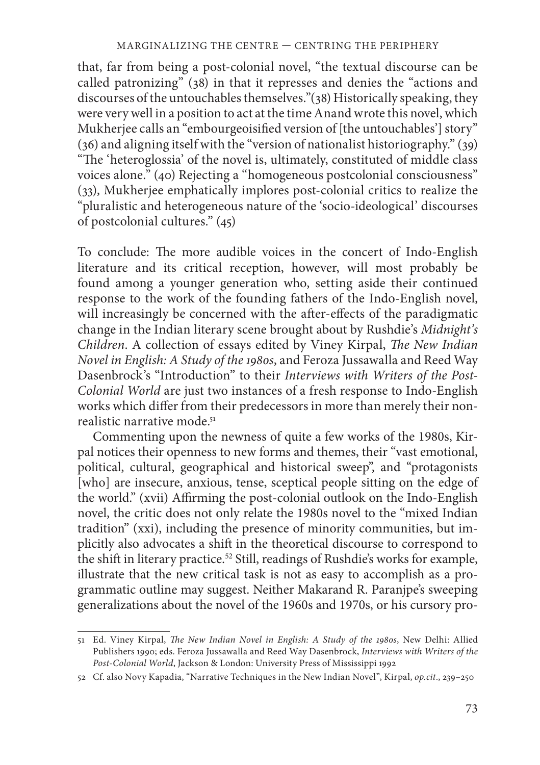that, far from being a post-colonial novel, "the textual discourse can be called patronizing" (38) in that it represses and denies the "actions and discourses of the untouchables themselves."(38) Historically speaking, they were very well in a position to act at the time Anand wrote this novel, which Mukherjee calls an "embourgeoisified version of [the untouchables'] story" (36) and aligning itself with the "version of nationalist historiography." (39) "The 'heteroglossia' of the novel is, ultimately, constituted of middle class voices alone." (40) Rejecting a "homogeneous postcolonial consciousness" (33), Mukherjee emphatically implores post-colonial critics to realize the "pluralistic and heterogeneous nature of the 'socio-ideological' discourses of postcolonial cultures." (45)

To conclude: The more audible voices in the concert of Indo-English literature and its critical reception, however, will most probably be found among a younger generation who, setting aside their continued response to the work of the founding fathers of the Indo-English novel, will increasingly be concerned with the after-effects of the paradigmatic change in the Indian literary scene brought about by Rushdie's *Midnight's Children*. A collection of essays edited by Viney Kirpal, *The New Indian Novel in English: A Study of the 1980s*, and Feroza Jussawalla and Reed Way Dasenbrock's "Introduction" to their *Interviews with Writers of the Post-Colonial World* are just two instances of a fresh response to Indo-English works which differ from their predecessors in more than merely their non-realistic narrative mode.[51]

Commenting upon the newness of quite a few works of the 1980s, Kirpal notices their openness to new forms and themes, their "vast emotional, political, cultural, geographical and historical sweep", and "protagonists [who] are insecure, anxious, tense, sceptical people sitting on the edge of the world." (xvii) Affirming the post-colonial outlook on the Indo-English novel, the critic does not only relate the 1980s novel to the "mixed Indian tradition" (xxi), including the presence of minority communities, but implicitly also advocates a shift in the theoretical discourse to correspond to the shift in literary practice.[52] Still, readings of Rushdie's works for example, illustrate that the new critical task is not as easy to accomplish as a programmatic outline may suggest. Neither Makarand R. Paranjpe's sweeping generalizations about the novel of the 1960s and 1970s, or his cursory pro-

51 Ed. Viney Kirpal, *The New Indian Novel in English: A Study of the 1980s*, New Delhi: Allied Publishers 1990; eds. Feroza Jussawalla and Reed Way Dasenbrock, *Interviews with Writers of the Post-Colonial World*, Jackson & London: University Press of Mississippi 1992

52 Cf. also Novy Kapadia, "Narrative Techniques in the New Indian Novel", Kirpal, *op.cit*., 239–250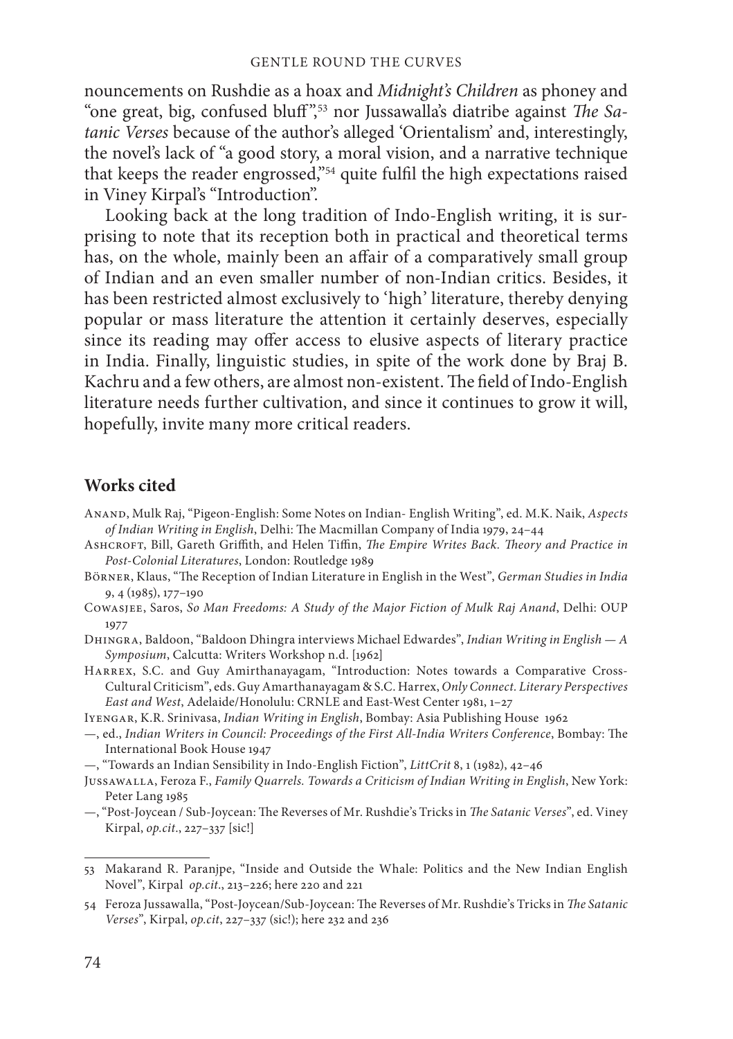nouncements on Rushdie as a hoax and *Midnight's Children* as phoney and "one great, big, confused bluff",[53] nor Jussawalla's diatribe against *The Satanic Verses* because of the author's alleged 'Orientalism' and, interestingly, the novel's lack of "a good story, a moral vision, and a narrative technique that keeps the reader engrossed,"[54] quite fulfil the high expectations raised in Viney Kirpal's "Introduction".

Looking back at the long tradition of Indo-English writing, it is surprising to note that its reception both in practical and theoretical terms has, on the whole, mainly been an affair of a comparatively small group of Indian and an even smaller number of non-Indian critics. Besides, it has been restricted almost exclusively to 'high' literature, thereby denying popular or mass literature the attention it certainly deserves, especially since its reading may offer access to elusive aspects of literary practice in India. Finally, linguistic studies, in spite of the work done by Braj B. Kachru and a few others, are almost non-existent. The field of Indo-English literature needs further cultivation, and since it continues to grow it will, hopefully, invite many more critical readers.

## Works cited

Anand, Mulk Raj, "Pigeon-English: Some Notes on Indian- English Writing", ed. M.K. Naik, *Aspects of Indian Writing in English*, Delhi: The Macmillan Company of India 1979, 24–44

Ashcroft, Bill, Gareth Griffith, and Helen Tiffin, *The Empire Writes Back. Theory and Practice in Post-Colonial Literatures*, London: Routledge 1989

Börner, Klaus, "The Reception of Indian Literature in English in the West", *German Studies in India* 9, 4 (1985), 177–190

Cowasjee, Saros, *So Man Freedoms: A Study of the Major Fiction of Mulk Raj Anand*, Delhi: OUP 1977

Dhingra, Baldoon, "Baldoon Dhingra interviews Michael Edwardes", *Indian Writing in English — A Symposium*, Calcutta: Writers Workshop n.d. [1962]

Harrex, S.C. and Guy Amirthanayagam, "Introduction: Notes towards a Comparative Cross-Cultural Criticism", eds. Guy Amarthanayagam & S.C. Harrex, *Only Connect. Literary Perspectives East and West*, Adelaide/Honolulu: CRNLE and East-West Center 1981, 1–27

Iyengar, K.R. Srinivasa, *Indian Writing in English*, Bombay: Asia Publishing House 1962

—, ed., *Indian Writers in Council: Proceedings of the First All-India Writers Conference*, Bombay: The International Book House 1947

—, "Towards an Indian Sensibility in Indo-English Fiction", *LittCrit* 8, 1 (1982), 42–46

Jussawalla, Feroza F., *Family Quarrels. Towards a Criticism of Indian Writing in English*, New York: Peter Lang 1985

—, "Post-Joycean / Sub-Joycean: The Reverses of Mr. Rushdie's Tricks in *The Satanic Verses*", ed. Viney Kirpal, *op.cit*., 227–337 [sic!]

---

53 Makarand R. Paranjpe, "Inside and Outside the Whale: Politics and the New Indian English Novel", Kirpal *op.cit*., 213–226; here 220 and 221

54 Feroza Jussawalla, "Post-Joycean/Sub-Joycean: The Reverses of Mr. Rushdie's Tricks in *The Satanic Verses*", Kirpal, *op.cit*, 227–337 (sic!); here 232 and 236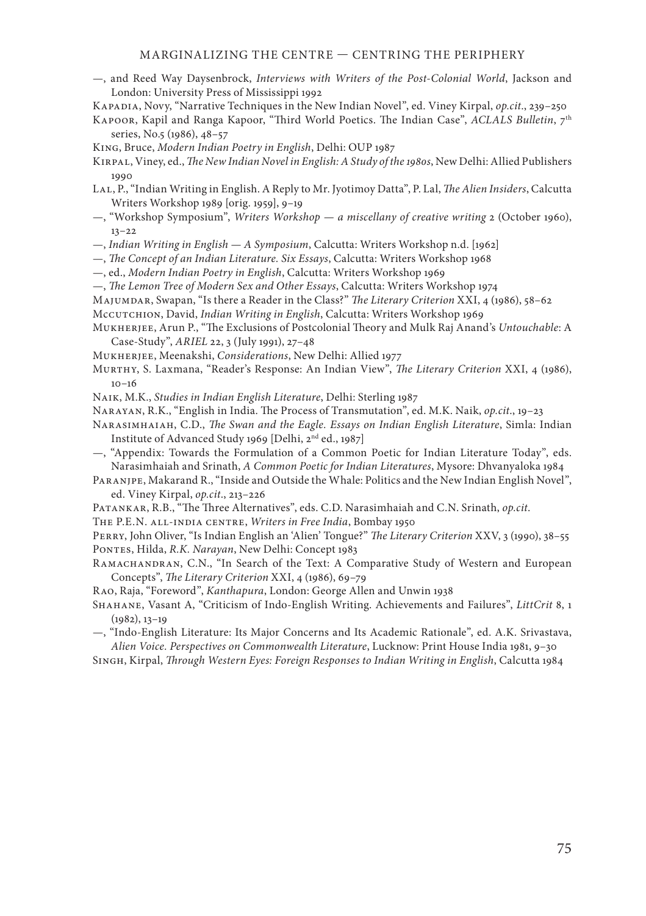—, and Reed Way Daysenbrock, *Interviews with Writers of the Post-Colonial World*, Jackson and London: University Press of Mississippi 1992

Kapadia, Novy, "Narrative Techniques in the New Indian Novel", ed. Viney Kirpal, *op.cit*., 239–250

Kapoor, Kapil and Ranga Kapoor, "Third World Poetics. The Indian Case", *ACLALS Bulletin*, 7th series, No.5 (1986), 48–57

King, Bruce, *Modern Indian Poetry in English*, Delhi: OUP 1987

Kirpal, Viney, ed., *The New Indian Novel in English: A Study of the 1980s*, New Delhi: Allied Publishers 1990

Lal, P., "Indian Writing in English. A Reply to Mr. Jyotimoy Datta", P. Lal, *The Alien Insiders*, Calcutta Writers Workshop 1989 [orig. 1959], 9–19

—, "Workshop Symposium", *Writers Workshop — a miscellany of creative writing* 2 (October 1960), 13–22

—, *Indian Writing in English — A Symposium*, Calcutta: Writers Workshop n.d. [1962]

—, *The Concept of an Indian Literature. Six Essays*, Calcutta: Writers Workshop 1968

—, ed., *Modern Indian Poetry in English*, Calcutta: Writers Workshop 1969

—, *The Lemon Tree of Modern Sex and Other Essays*, Calcutta: Writers Workshop 1974

Majumdar, Swapan, "Is there a Reader in the Class?" *The Literary Criterion* XXI, 4 (1986), 58–62

Mccutchion, David, *Indian Writing in English*, Calcutta: Writers Workshop 1969

Mukherjee, Arun P., "The Exclusions of Postcolonial Theory and Mulk Raj Anand's *Untouchable*: A Case-Study", *ARIEL* 22, 3 (July 1991), 27–48

Mukherjee, Meenakshi, *Considerations*, New Delhi: Allied 1977

Murthy, S. Laxmana, "Reader's Response: An Indian View", *The Literary Criterion* XXI, 4 (1986), 10–16

Naik, M.K., *Studies in Indian English Literature*, Delhi: Sterling 1987

Narayan, R.K., "English in India. The Process of Transmutation", ed. M.K. Naik, *op.cit*., 19–23

Narasimhaiah, C.D., *The Swan and the Eagle. Essays on Indian English Literature*, Simla: Indian Institute of Advanced Study 1969 [Delhi, 2nd ed., 1987]

—, "Appendix: Towards the Formulation of a Common Poetic for Indian Literature Today", eds. Narasimhaiah and Srinath, *A Common Poetic for Indian Literatures*, Mysore: Dhvanyaloka 1984

Paranjpe, Makarand R., "Inside and Outside the Whale: Politics and the New Indian English Novel", ed. Viney Kirpal, *op.cit*., 213–226

Patankar, R.B., "The Three Alternatives", eds. C.D. Narasimhaiah and C.N. Srinath, *op.cit.*

The P.E.N. all-india centre, *Writers in Free India*, Bombay 1950

Perry, John Oliver, "Is Indian English an 'Alien' Tongue?" *The Literary Criterion* XXV, 3 (1990), 38–55

Pontes, Hilda, *R.K. Narayan*, New Delhi: Concept 1983

Ramachandran, C.N., "In Search of the Text: A Comparative Study of Western and European Concepts", *The Literary Criterion* XXI, 4 (1986), 69–79

Rao, Raja, "Foreword", *Kanthapura*, London: George Allen and Unwin 1938

Shahane, Vasant A, "Criticism of Indo-English Writing. Achievements and Failures", *LittCrit* 8, 1 (1982), 13–19

—, "Indo-English Literature: Its Major Concerns and Its Academic Rationale", ed. A.K. Srivastava, *Alien Voice. Perspectives on Commonwealth Literature*, Lucknow: Print House India 1981, 9–30

Singh, Kirpal, *Through Western Eyes: Foreign Responses to Indian Writing in English*, Calcutta 1984